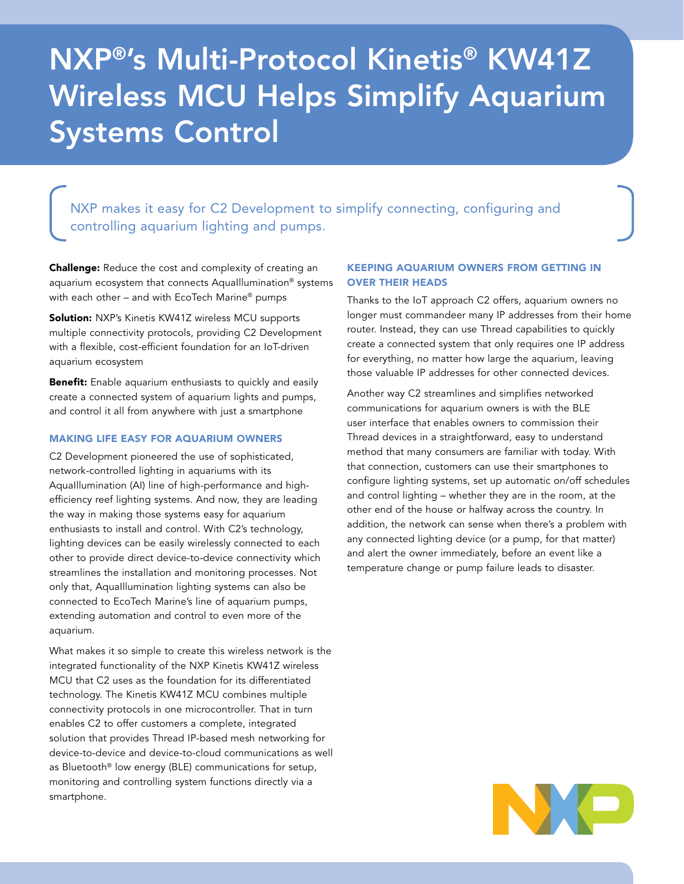# NXP®'s Multi-Protocol Kinetis® KW41Z Wireless MCU Helps Simplify Aquarium Systems Control

NXP makes it easy for C2 Development to simplify connecting, configuring and controlling aquarium lighting and pumps.

**Challenge:** Reduce the cost and complexity of creating an aquarium ecosystem that connects AquaIllumination® systems with each other – and with EcoTech Marine® pumps

**Solution:** NXP's Kinetis KW41Z wireless MCU supports multiple connectivity protocols, providing C2 Development with a flexible, cost-efficient foundation for an IoT-driven aquarium ecosystem

**Benefit:** Enable aquarium enthusiasts to quickly and easily create a connected system of aquarium lights and pumps, and control it all from anywhere with just a smartphone

## MAKING LIFE EASY FOR AQUARIUM OWNERS

C2 Development pioneered the use of sophisticated, network-controlled lighting in aquariums with its AquaIllumination (AI) line of high-performance and high-efficiency reef lighting systems. And now, they are leading the way in making those systems easy for aquarium enthusiasts to install and control. With C2's technology, lighting devices can be easily wirelessly connected to each other to provide direct device-to-device connectivity which streamlines the installation and monitoring processes. Not only that, AquaIllumination lighting systems can also be connected to EcoTech Marine's line of aquarium pumps, extending automation and control to even more of the aquarium.

What makes it so simple to create this wireless network is the integrated functionality of the NXP Kinetis KW41Z wireless MCU that C2 uses as the foundation for its differentiated technology. The Kinetis KW41Z MCU combines multiple connectivity protocols in one microcontroller. That in turn enables C2 to offer customers a complete, integrated solution that provides Thread IP-based mesh networking for device-to-device and device-to-cloud communications as well as Bluetooth® low energy (BLE) communications for setup, monitoring and controlling system functions directly via a smartphone.

## KEEPING AQUARIUM OWNERS FROM GETTING IN OVER THEIR HEADS

Thanks to the IoT approach C2 offers, aquarium owners no longer must commandeer many IP addresses from their home router. Instead, they can use Thread capabilities to quickly create a connected system that only requires one IP address for everything, no matter how large the aquarium, leaving those valuable IP addresses for other connected devices.

Another way C2 streamlines and simplifies networked communications for aquarium owners is with the BLE user interface that enables owners to commission their Thread devices in a straightforward, easy to understand method that many consumers are familiar with today. With that connection, customers can use their smartphones to configure lighting systems, set up automatic on/off schedules and control lighting – whether they are in the room, at the other end of the house or halfway across the country. In addition, the network can sense when there's a problem with any connected lighting device (or a pump, for that matter) and alert the owner immediately, before an event like a temperature change or pump failure leads to disaster.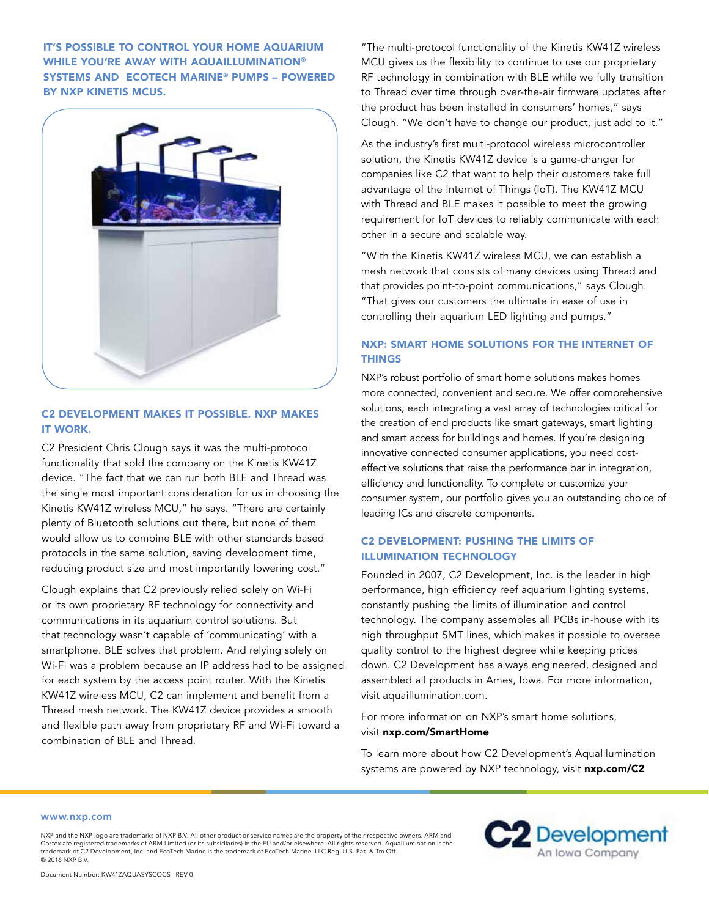**IT'S POSSIBLE TO CONTROL YOUR HOME AQUARIUM WHILE YOU'RE AWAY WITH AQUAILLUMINATION® SYSTEMS AND ECOTECH MARINE® PUMPS – POWERED BY NXP KINETIS MCUS.**

## C2 DEVELOPMENT MAKES IT POSSIBLE. NXP MAKES IT WORK.

C2 President Chris Clough says it was the multi-protocol functionality that sold the company on the Kinetis KW41Z device. "The fact that we can run both BLE and Thread was the single most important consideration for us in choosing the Kinetis KW41Z wireless MCU," he says. "There are certainly plenty of Bluetooth solutions out there, but none of them would allow us to combine BLE with other standards based protocols in the same solution, saving development time, reducing product size and most importantly lowering cost."

Clough explains that C2 previously relied solely on Wi-Fi or its own proprietary RF technology for connectivity and communications in its aquarium control solutions. But that technology wasn't capable of 'communicating' with a smartphone. BLE solves that problem. And relying solely on Wi-Fi was a problem because an IP address had to be assigned for each system by the access point router. With the Kinetis KW41Z wireless MCU, C2 can implement and benefit from a Thread mesh network. The KW41Z device provides a smooth and flexible path away from proprietary RF and Wi-Fi toward a combination of BLE and Thread.

"The multi-protocol functionality of the Kinetis KW41Z wireless MCU gives us the flexibility to continue to use our proprietary RF technology in combination with BLE while we fully transition to Thread over time through over-the-air firmware updates after the product has been installed in consumers' homes," says Clough. "We don't have to change our product, just add to it."

As the industry's first multi-protocol wireless microcontroller solution, the Kinetis KW41Z device is a game-changer for companies like C2 that want to help their customers take full advantage of the Internet of Things (IoT). The KW41Z MCU with Thread and BLE makes it possible to meet the growing requirement for IoT devices to reliably communicate with each other in a secure and scalable way.

"With the Kinetis KW41Z wireless MCU, we can establish a mesh network that consists of many devices using Thread and that provides point-to-point communications," says Clough. "That gives our customers the ultimate in ease of use in controlling their aquarium LED lighting and pumps."

## NXP: SMART HOME SOLUTIONS FOR THE INTERNET OF THINGS

NXP's robust portfolio of smart home solutions makes homes more connected, convenient and secure. We offer comprehensive solutions, each integrating a vast array of technologies critical for the creation of end products like smart gateways, smart lighting and smart access for buildings and homes. If you're designing innovative connected consumer applications, you need cost-effective solutions that raise the performance bar in integration, efficiency and functionality. To complete or customize your consumer system, our portfolio gives you an outstanding choice of leading ICs and discrete components.

## C2 DEVELOPMENT: PUSHING THE LIMITS OF ILLUMINATION TECHNOLOGY

Founded in 2007, C2 Development, Inc. is the leader in high performance, high efficiency reef aquarium lighting systems, constantly pushing the limits of illumination and control technology. The company assembles all PCBs in-house with its high throughput SMT lines, which makes it possible to oversee quality control to the highest degree while keeping prices down. C2 Development has always engineered, designed and assembled all products in Ames, Iowa. For more information, visit aquaillumination.com.

For more information on NXP's smart home solutions, visit **nxp.com/SmartHome**

To learn more about how C2 Development's AquaIllumination systems are powered by NXP technology, visit **nxp.com/C2**

**www.nxp.com**

NXP and the NXP logo are trademarks of NXP B.V. All other product or service names are the property of their respective owners. ARM and Cortex are registered trademarks of ARM Limited (or its subsidiaries) in the EU and/or elsewhere. All rights reserved. AquaIllumination is the trademark of C2 Development, Inc. and EcoTech Marine is the trademark of EcoTech Marine, LLC Reg. U.S. Pat. & Tm Off.
© 2016 NXP B.V.

C2 Development
An Iowa Company

Document Number: KW41ZAQUASYSCOCS REV 0